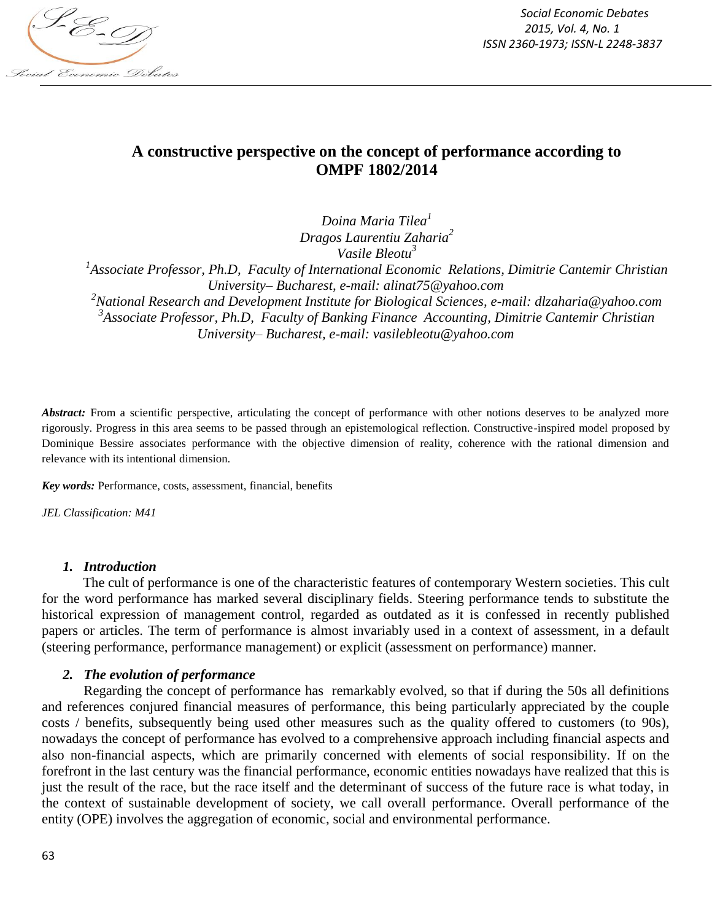# A constructive perspective on the concept of performance according to OMPF 1802/2014

*Doina Maria Tilea*[1]
*Dragos Laurentiu Zaharia*[2]
*Vasile Bleotu*[3]

[1]*Associate Professor, Ph.D, Faculty of International Economic Relations, Dimitrie Cantemir Christian University– Bucharest, e-mail: alinat75@yahoo.com*
[2]*National Research and Development Institute for Biological Sciences, e-mail: dlzaharia@yahoo.com*
[3]*Associate Professor, Ph.D, Faculty of Banking Finance Accounting, Dimitrie Cantemir Christian University– Bucharest, e-mail: vasilebleotu@yahoo.com*

***Abstract:*** From a scientific perspective, articulating the concept of performance with other notions deserves to be analyzed more rigorously. Progress in this area seems to be passed through an epistemological reflection. Constructive-inspired model proposed by Dominique Bessire associates performance with the objective dimension of reality, coherence with the rational dimension and relevance with its intentional dimension.

***Key words:*** Performance, costs, assessment, financial, benefits

*JEL Classification: M41*

## *1. Introduction*

The cult of performance is one of the characteristic features of contemporary Western societies. This cult for the word performance has marked several disciplinary fields. Steering performance tends to substitute the historical expression of management control, regarded as outdated as it is confessed in recently published papers or articles. The term of performance is almost invariably used in a context of assessment, in a default (steering performance, performance management) or explicit (assessment on performance) manner.

## *2. The evolution of performance*

Regarding the concept of performance has remarkably evolved, so that if during the 50s all definitions and references conjured financial measures of performance, this being particularly appreciated by the couple costs / benefits, subsequently being used other measures such as the quality offered to customers (to 90s), nowadays the concept of performance has evolved to a comprehensive approach including financial aspects and also non-financial aspects, which are primarily concerned with elements of social responsibility. If on the forefront in the last century was the financial performance, economic entities nowadays have realized that this is just the result of the race, but the race itself and the determinant of success of the future race is what today, in the context of sustainable development of society, we call overall performance. Overall performance of the entity (OPE) involves the aggregation of economic, social and environmental performance.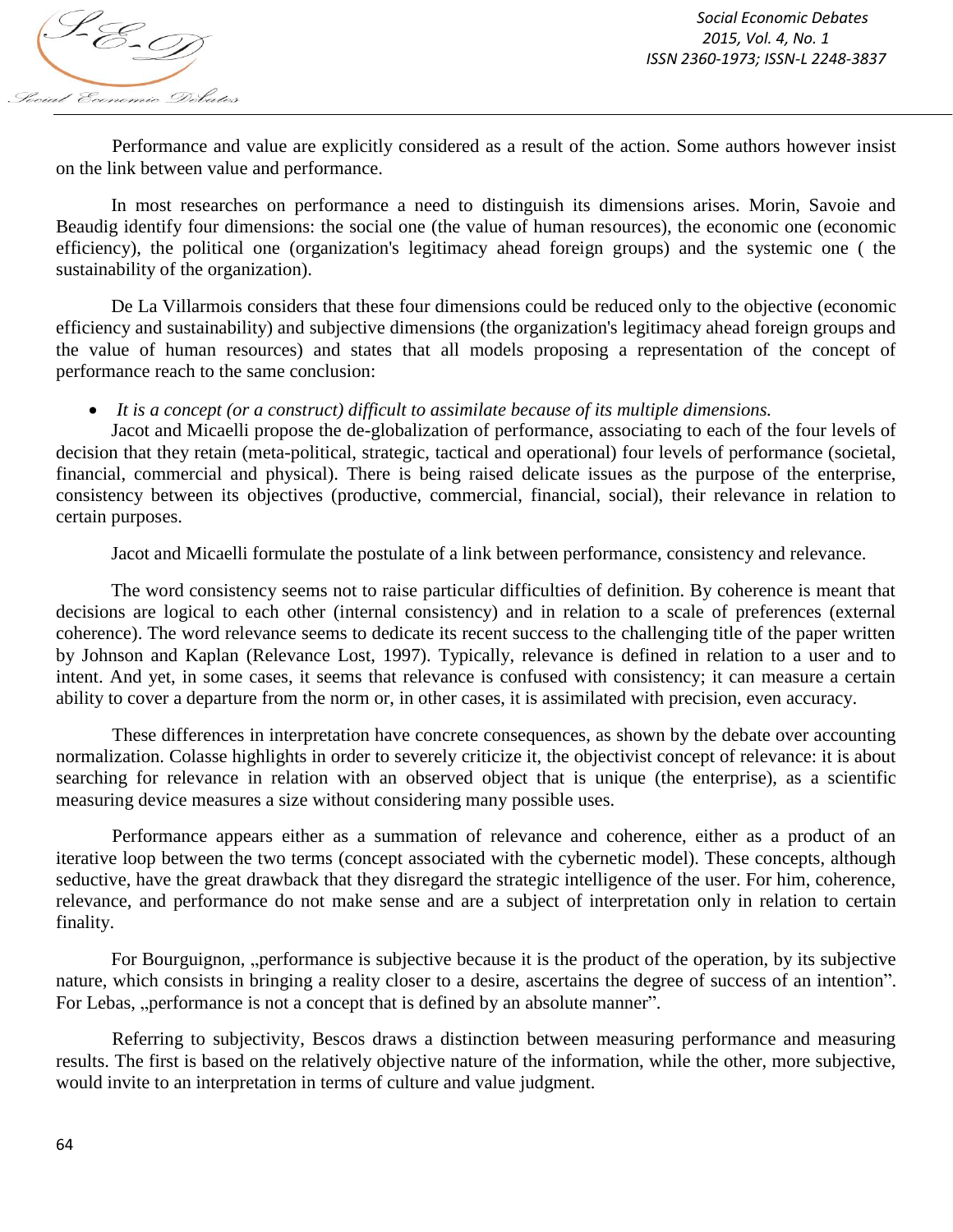Performance and value are explicitly considered as a result of the action. Some authors however insist on the link between value and performance.

In most researches on performance a need to distinguish its dimensions arises. Morin, Savoie and Beaudig identify four dimensions: the social one (the value of human resources), the economic one (economic efficiency), the political one (organization's legitimacy ahead foreign groups) and the systemic one ( the sustainability of the organization).

De La Villarmois considers that these four dimensions could be reduced only to the objective (economic efficiency and sustainability) and subjective dimensions (the organization's legitimacy ahead foreign groups and the value of human resources) and states that all models proposing a representation of the concept of performance reach to the same conclusion:

- *It is a concept (or a construct) difficult to assimilate because of its multiple dimensions.*

Jacot and Micaelli propose the de-globalization of performance, associating to each of the four levels of decision that they retain (meta-political, strategic, tactical and operational) four levels of performance (societal, financial, commercial and physical). There is being raised delicate issues as the purpose of the enterprise, consistency between its objectives (productive, commercial, financial, social), their relevance in relation to certain purposes.

Jacot and Micaelli formulate the postulate of a link between performance, consistency and relevance.

The word consistency seems not to raise particular difficulties of definition. By coherence is meant that decisions are logical to each other (internal consistency) and in relation to a scale of preferences (external coherence). The word relevance seems to dedicate its recent success to the challenging title of the paper written by Johnson and Kaplan (Relevance Lost, 1997). Typically, relevance is defined in relation to a user and to intent. And yet, in some cases, it seems that relevance is confused with consistency; it can measure a certain ability to cover a departure from the norm or, in other cases, it is assimilated with precision, even accuracy.

These differences in interpretation have concrete consequences, as shown by the debate over accounting normalization. Colasse highlights in order to severely criticize it, the objectivist concept of relevance: it is about searching for relevance in relation with an observed object that is unique (the enterprise), as a scientific measuring device measures a size without considering many possible uses.

Performance appears either as a summation of relevance and coherence, either as a product of an iterative loop between the two terms (concept associated with the cybernetic model). These concepts, although seductive, have the great drawback that they disregard the strategic intelligence of the user. For him, coherence, relevance, and performance do not make sense and are a subject of interpretation only in relation to certain finality.

For Bourguignon, „performance is subjective because it is the product of the operation, by its subjective nature, which consists in bringing a reality closer to a desire, ascertains the degree of success of an intention". For Lebas, „performance is not a concept that is defined by an absolute manner".

Referring to subjectivity, Bescos draws a distinction between measuring performance and measuring results. The first is based on the relatively objective nature of the information, while the other, more subjective, would invite to an interpretation in terms of culture and value judgment.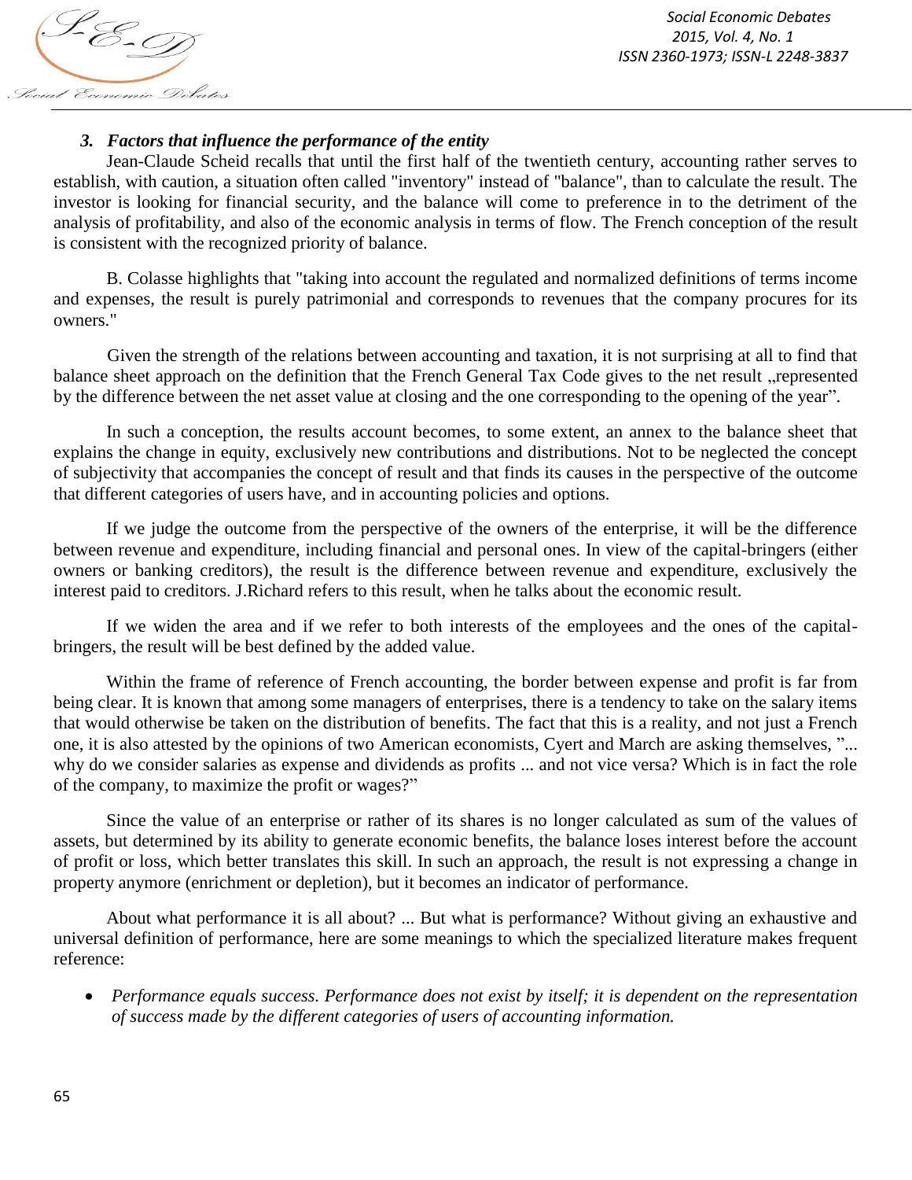### *3. Factors that influence the performance of the entity*

Jean-Claude Scheid recalls that until the first half of the twentieth century, accounting rather serves to establish, with caution, a situation often called "inventory" instead of "balance", than to calculate the result. The investor is looking for financial security, and the balance will come to preference in to the detriment of the analysis of profitability, and also of the economic analysis in terms of flow. The French conception of the result is consistent with the recognized priority of balance.

B. Colasse highlights that "taking into account the regulated and normalized definitions of terms income and expenses, the result is purely patrimonial and corresponds to revenues that the company procures for its owners."

Given the strength of the relations between accounting and taxation, it is not surprising at all to find that balance sheet approach on the definition that the French General Tax Code gives to the net result „represented by the difference between the net asset value at closing and the one corresponding to the opening of the year".

In such a conception, the results account becomes, to some extent, an annex to the balance sheet that explains the change in equity, exclusively new contributions and distributions. Not to be neglected the concept of subjectivity that accompanies the concept of result and that finds its causes in the perspective of the outcome that different categories of users have, and in accounting policies and options.

If we judge the outcome from the perspective of the owners of the enterprise, it will be the difference between revenue and expenditure, including financial and personal ones. In view of the capital-bringers (either owners or banking creditors), the result is the difference between revenue and expenditure, exclusively the interest paid to creditors. J.Richard refers to this result, when he talks about the economic result.

If we widen the area and if we refer to both interests of the employees and the ones of the capital-bringers, the result will be best defined by the added value.

Within the frame of reference of French accounting, the border between expense and profit is far from being clear. It is known that among some managers of enterprises, there is a tendency to take on the salary items that would otherwise be taken on the distribution of benefits. The fact that this is a reality, and not just a French one, it is also attested by the opinions of two American economists, Cyert and March are asking themselves, "... why do we consider salaries as expense and dividends as profits ... and not vice versa? Which is in fact the role of the company, to maximize the profit or wages?"

Since the value of an enterprise or rather of its shares is no longer calculated as sum of the values of assets, but determined by its ability to generate economic benefits, the balance loses interest before the account of profit or loss, which better translates this skill. In such an approach, the result is not expressing a change in property anymore (enrichment or depletion), but it becomes an indicator of performance.

About what performance it is all about? ... But what is performance? Without giving an exhaustive and universal definition of performance, here are some meanings to which the specialized literature makes frequent reference:

- *Performance equals success. Performance does not exist by itself; it is dependent on the representation of success made by the different categories of users of accounting information.*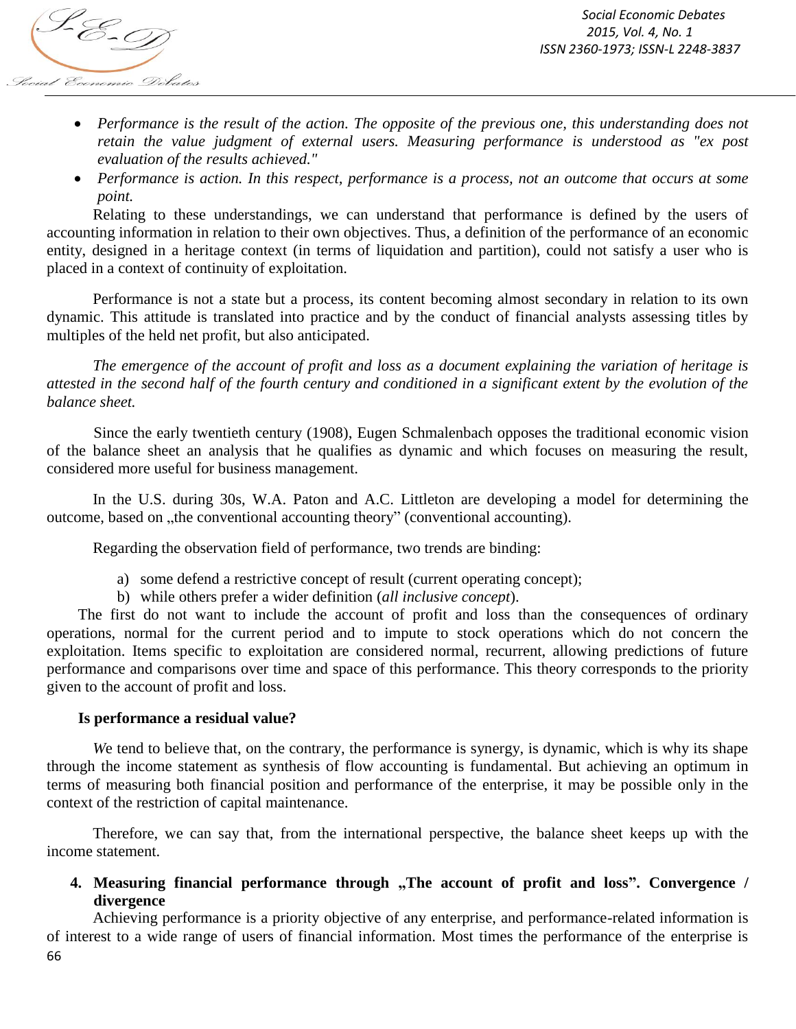- *Performance is the result of the action. The opposite of the previous one, this understanding does not retain the value judgment of external users. Measuring performance is understood as "ex post evaluation of the results achieved."*
- *Performance is action. In this respect, performance is a process, not an outcome that occurs at some point.*

Relating to these understandings, we can understand that performance is defined by the users of accounting information in relation to their own objectives. Thus, a definition of the performance of an economic entity, designed in a heritage context (in terms of liquidation and partition), could not satisfy a user who is placed in a context of continuity of exploitation.

Performance is not a state but a process, its content becoming almost secondary in relation to its own dynamic. This attitude is translated into practice and by the conduct of financial analysts assessing titles by multiples of the held net profit, but also anticipated.

*The emergence of the account of profit and loss as a document explaining the variation of heritage is attested in the second half of the fourth century and conditioned in a significant extent by the evolution of the balance sheet.*

Since the early twentieth century (1908), Eugen Schmalenbach opposes the traditional economic vision of the balance sheet an analysis that he qualifies as dynamic and which focuses on measuring the result, considered more useful for business management.

In the U.S. during 30s, W.A. Paton and A.C. Littleton are developing a model for determining the outcome, based on „the conventional accounting theory" (conventional accounting).

Regarding the observation field of performance, two trends are binding:

a) some defend a restrictive concept of result (current operating concept);
b) while others prefer a wider definition (*all inclusive concept*).

The first do not want to include the account of profit and loss than the consequences of ordinary operations, normal for the current period and to impute to stock operations which do not concern the exploitation. Items specific to exploitation are considered normal, recurrent, allowing predictions of future performance and comparisons over time and space of this performance. This theory corresponds to the priority given to the account of profit and loss.

**Is performance a residual value?**

*W*e tend to believe that, on the contrary, the performance is synergy, is dynamic, which is why its shape through the income statement as synthesis of flow accounting is fundamental. But achieving an optimum in terms of measuring both financial position and performance of the enterprise, it may be possible only in the context of the restriction of capital maintenance.

Therefore, we can say that, from the international perspective, the balance sheet keeps up with the income statement.

## 4. Measuring financial performance through „The account of profit and loss". Convergence / divergence

Achieving performance is a priority objective of any enterprise, and performance-related information is of interest to a wide range of users of financial information. Most times the performance of the enterprise is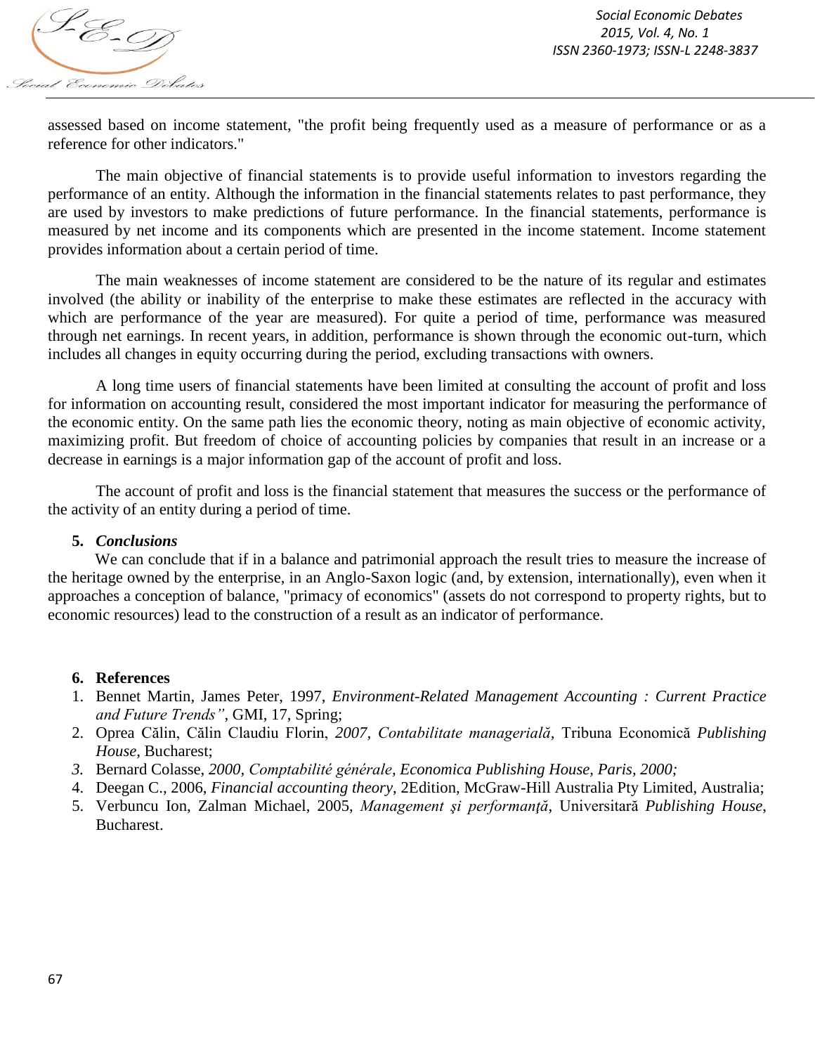assessed based on income statement, "the profit being frequently used as a measure of performance or as a reference for other indicators."

The main objective of financial statements is to provide useful information to investors regarding the performance of an entity. Although the information in the financial statements relates to past performance, they are used by investors to make predictions of future performance. In the financial statements, performance is measured by net income and its components which are presented in the income statement. Income statement provides information about a certain period of time.

The main weaknesses of income statement are considered to be the nature of its regular and estimates involved (the ability or inability of the enterprise to make these estimates are reflected in the accuracy with which are performance of the year are measured). For quite a period of time, performance was measured through net earnings. In recent years, in addition, performance is shown through the economic out-turn, which includes all changes in equity occurring during the period, excluding transactions with owners.

A long time users of financial statements have been limited at consulting the account of profit and loss for information on accounting result, considered the most important indicator for measuring the performance of the economic entity. On the same path lies the economic theory, noting as main objective of economic activity, maximizing profit. But freedom of choice of accounting policies by companies that result in an increase or a decrease in earnings is a major information gap of the account of profit and loss.

The account of profit and loss is the financial statement that measures the success or the performance of the activity of an entity during a period of time.

## 5. *Conclusions*

We can conclude that if in a balance and patrimonial approach the result tries to measure the increase of the heritage owned by the enterprise, in an Anglo-Saxon logic (and, by extension, internationally), even when it approaches a conception of balance, "primacy of economics" (assets do not correspond to property rights, but to economic resources) lead to the construction of a result as an indicator of performance.

## 6. References

1. Bennet Martin, James Peter, 1997, *Environment-Related Management Accounting : Current Practice and Future Trends"*, GMI, 17, Spring;
2. Oprea Călin, Călin Claudiu Florin, *2007, Contabilitate managerială*, Tribuna Economică *Publishing House*, Bucharest;
3. Bernard Colasse, *2000, Comptabilité générale, Economica Publishing House, Paris, 2000;*
4. Deegan C., 2006, *Financial accounting theory*, 2Edition, McGraw-Hill Australia Pty Limited, Australia;
5. Verbuncu Ion, Zalman Michael, 2005, *Management şi performanţă*, Universitară *Publishing House*, Bucharest.